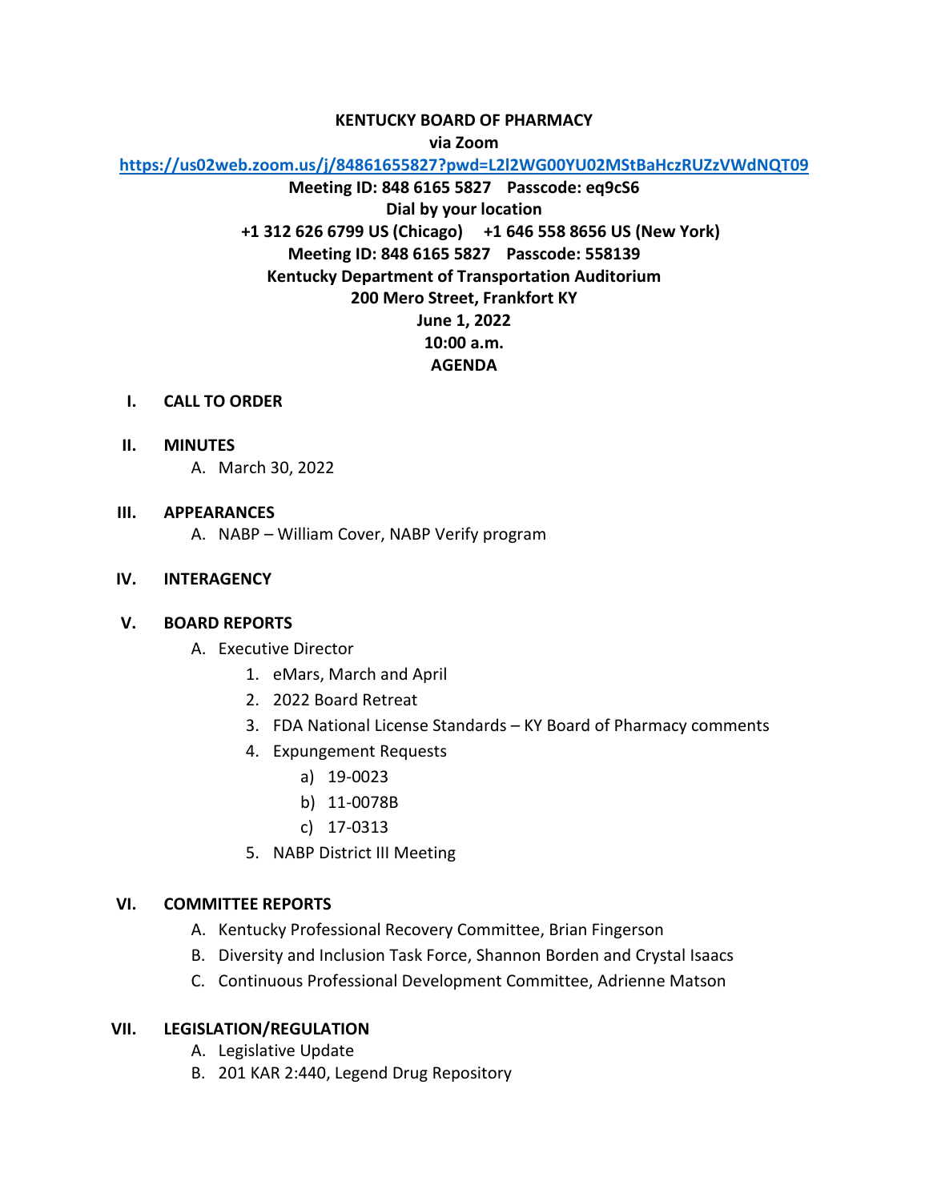**KENTUCKY BOARD OF PHARMACY**

**via Zoom**

**https://us02web.zoom.us/j/84861655827?pwd=L2l2WG00YU02MStBaHczRUZzVWdNQT09**

**Meeting ID: 848 6165 5827 Passcode: eq9cS6**

**Dial by your location**

**+1 312 626 6799 US (Chicago) +1 646 558 8656 US (New York)**

**Meeting ID: 848 6165 5827 Passcode: 558139**

**Kentucky Department of Transportation Auditorium**

**200 Mero Street, Frankfort KY**

**June 1, 2022**

**10:00 a.m.**

**AGENDA**

**I. CALL TO ORDER**

**II. MINUTES**

- A. March 30, 2022

**III. APPEARANCES**

- A. NABP – William Cover, NABP Verify program

**IV. INTERAGENCY**

**V. BOARD REPORTS**

- A. Executive Director
  1. eMars, March and April
  2. 2022 Board Retreat
  3. FDA National License Standards – KY Board of Pharmacy comments
  4. Expungement Requests
     - a) 19-0023
     - b) 11-0078B
     - c) 17-0313
  5. NABP District III Meeting

**VI. COMMITTEE REPORTS**

- A. Kentucky Professional Recovery Committee, Brian Fingerson
- B. Diversity and Inclusion Task Force, Shannon Borden and Crystal Isaacs
- C. Continuous Professional Development Committee, Adrienne Matson

**VII. LEGISLATION/REGULATION**

- A. Legislative Update
- B. 201 KAR 2:440, Legend Drug Repository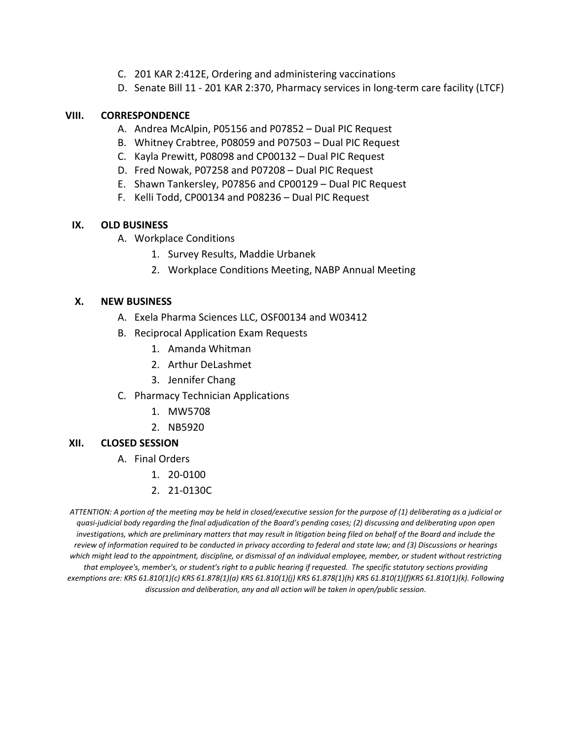C. 201 KAR 2:412E, Ordering and administering vaccinations
D. Senate Bill 11 - 201 KAR 2:370, Pharmacy services in long-term care facility (LTCF)

**VIII. CORRESPONDENCE**

A. Andrea McAlpin, P05156 and P07852 – Dual PIC Request
B. Whitney Crabtree, P08059 and P07503 – Dual PIC Request
C. Kayla Prewitt, P08098 and CP00132 – Dual PIC Request
D. Fred Nowak, P07258 and P07208 – Dual PIC Request
E. Shawn Tankersley, P07856 and CP00129 – Dual PIC Request
F. Kelli Todd, CP00134 and P08236 – Dual PIC Request

**IX. OLD BUSINESS**

A. Workplace Conditions
   1. Survey Results, Maddie Urbanek
   2. Workplace Conditions Meeting, NABP Annual Meeting

**X. NEW BUSINESS**

A. Exela Pharma Sciences LLC, OSF00134 and W03412
B. Reciprocal Application Exam Requests
   1. Amanda Whitman
   2. Arthur DeLashmet
   3. Jennifer Chang
C. Pharmacy Technician Applications
   1. MW5708
   2. NB5920

**XII. CLOSED SESSION**

A. Final Orders
   1. 20-0100
   2. 21-0130C

*ATTENTION: A portion of the meeting may be held in closed/executive session for the purpose of (1) deliberating as a judicial or quasi-judicial body regarding the final adjudication of the Board's pending cases; (2) discussing and deliberating upon open investigations, which are preliminary matters that may result in litigation being filed on behalf of the Board and include the review of information required to be conducted in privacy according to federal and state law; and (3) Discussions or hearings which might lead to the appointment, discipline, or dismissal of an individual employee, member, or student without restricting that employee's, member's, or student's right to a public hearing if requested. The specific statutory sections providing exemptions are: KRS 61.810(1)(c) KRS 61.878(1)(a) KRS 61.810(1)(j) KRS 61.878(1)(h) KRS 61.810(1)(f)KRS 61.810(1)(k). Following discussion and deliberation, any and all action will be taken in open/public session.*